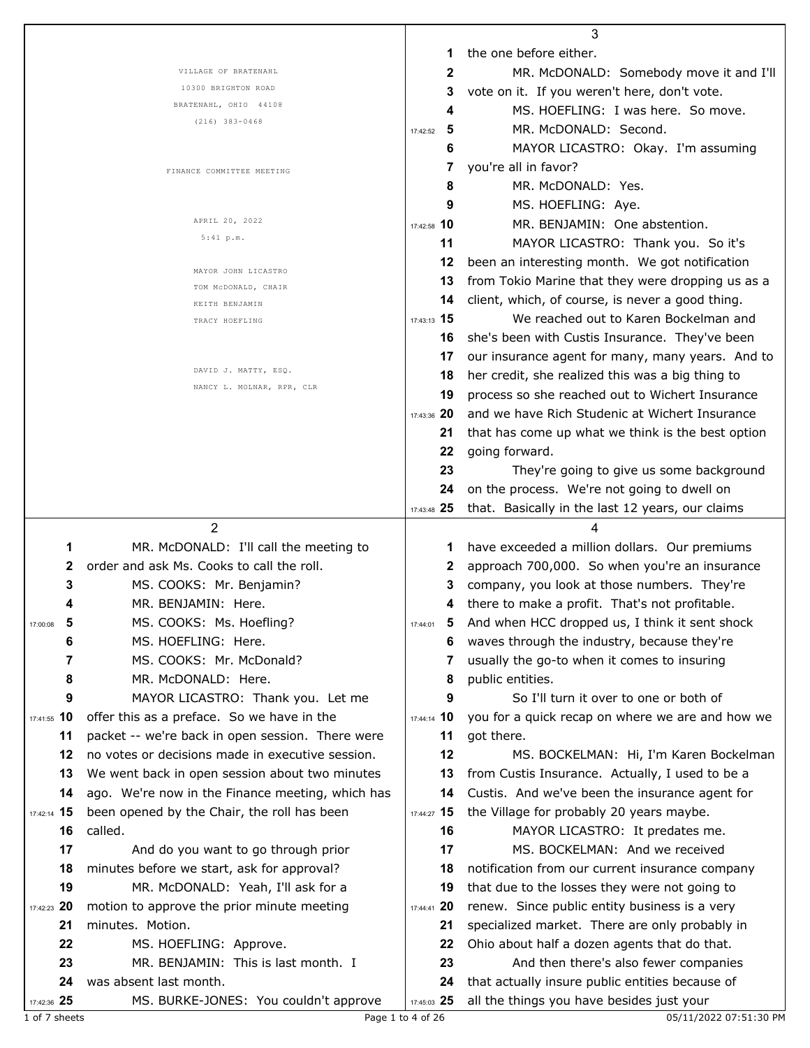VILLAGE OF BRATENAHL
10300 BRIGHTON ROAD
BRATENAHL, OHIO 44108
(216) 383-0468

FINANCE COMMITTEE MEETING

APRIL 20, 2022
5:41 p.m.

MAYOR JOHN LICASTRO
TOM McDONALD, CHAIR
KEITH BENJAMIN
TRACY HOEFLING

DAVID J. MATTY, ESQ.
NANCY L. MOLNAR, RPR, CLR

---

MR. McDONALD: I'll call the meeting to order and ask Ms. Cooks to call the roll.

MS. COOKS: Mr. Benjamin?

MR. BENJAMIN: Here.

MS. COOKS: Ms. Hoefling?

MS. HOEFLING: Here.

MS. COOKS: Mr. McDonald?

MR. McDONALD: Here.

MAYOR LICASTRO: Thank you. Let me offer this as a preface. So we have in the packet -- we're back in open session. There were no votes or decisions made in executive session. We went back in open session about two minutes ago. We're now in the Finance meeting, which has been opened by the Chair, the roll has been called.

And do you want to go through prior minutes before we start, ask for approval?

MR. McDONALD: Yeah, I'll ask for a motion to approve the prior minute meeting minutes. Motion.

MS. HOEFLING: Approve.

MR. BENJAMIN: This is last month. I was absent last month.

MS. BURKE-JONES: You couldn't approve the one before either.

MR. McDONALD: Somebody move it and I'll vote on it. If you weren't here, don't vote.

MS. HOEFLING: I was here. So move.

MR. McDONALD: Second.

MAYOR LICASTRO: Okay. I'm assuming you're all in favor?

MR. McDONALD: Yes.

MS. HOEFLING: Aye.

MR. BENJAMIN: One abstention.

MAYOR LICASTRO: Thank you. So it's been an interesting month. We got notification from Tokio Marine that they were dropping us as a client, which, of course, is never a good thing.

We reached out to Karen Bockelman and she's been with Custis Insurance. They've been our insurance agent for many, many years. And to her credit, she realized this was a big thing to process so she reached out to Wichert Insurance and we have Rich Studenic at Wichert Insurance that has come up what we think is the best option going forward.

They're going to give us some background on the process. We're not going to dwell on that. Basically in the last 12 years, our claims have exceeded a million dollars. Our premiums approach 700,000. So when you're an insurance company, you look at those numbers. They're there to make a profit. That's not profitable. And when HCC dropped us, I think it sent shock waves through the industry, because they're usually the go-to when it comes to insuring public entities.

So I'll turn it over to one or both of you for a quick recap on where we are and how we got there.

MS. BOCKELMAN: Hi, I'm Karen Bockelman from Custis Insurance. Actually, I used to be a Custis. And we've been the insurance agent for the Village for probably 20 years maybe.

MAYOR LICASTRO: It predates me.

MS. BOCKELMAN: And we received notification from our current insurance company that due to the losses they were not going to renew. Since public entity business is a very specialized market. There are only probably in Ohio about half a dozen agents that do that.

And then there's also fewer companies that actually insure public entities because of all the things you have besides just your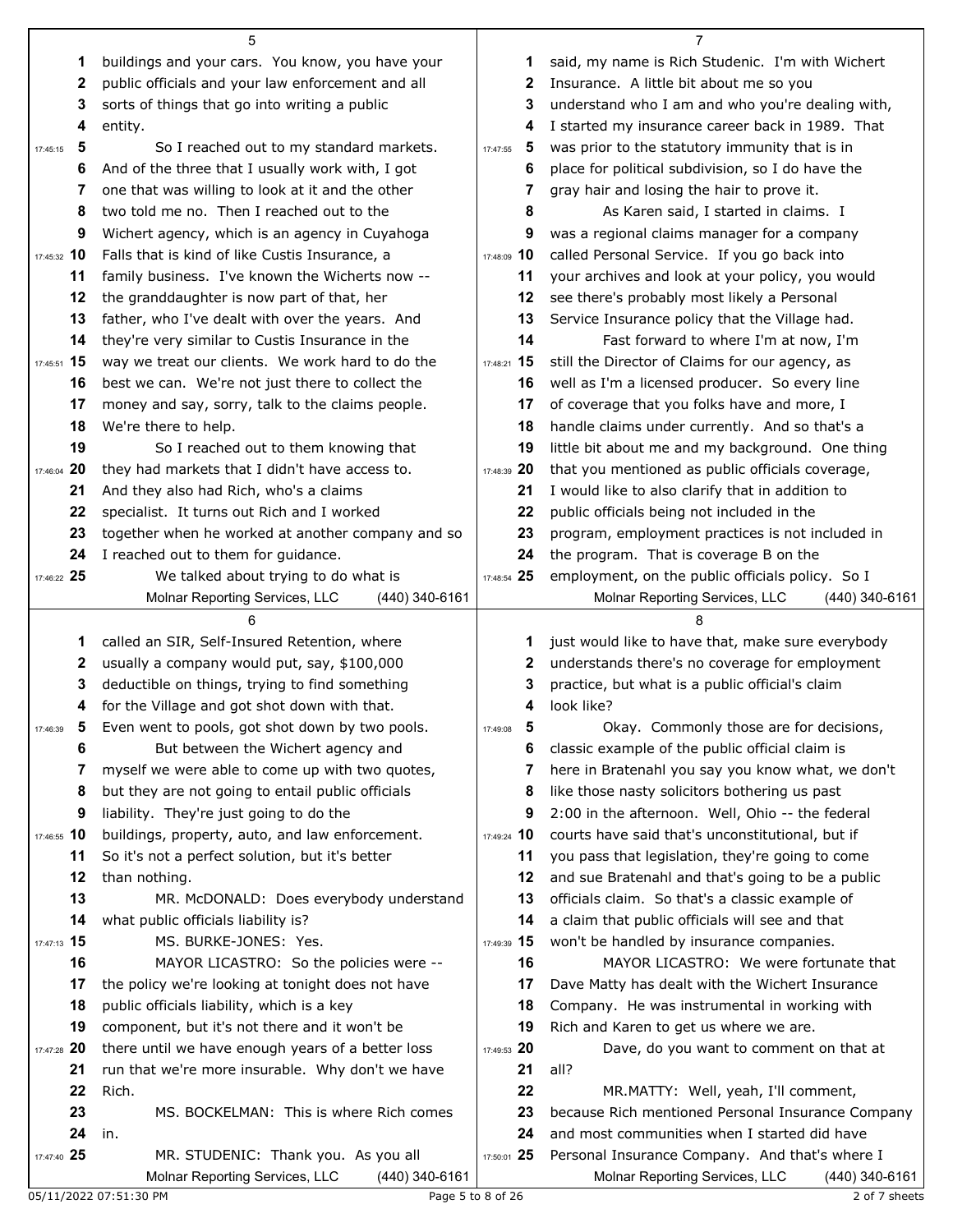buildings and your cars. You know, you have your public officials and your law enforcement and all sorts of things that go into writing a public entity.

So I reached out to my standard markets. And of the three that I usually work with, I got one that was willing to look at it and the other two told me no. Then I reached out to the Wichert agency, which is an agency in Cuyahoga Falls that is kind of like Custis Insurance, a family business. I've known the Wicherts now -- the granddaughter is now part of that, her father, who I've dealt with over the years. And they're very similar to Custis Insurance in the way we treat our clients. We work hard to do the best we can. We're not just there to collect the money and say, sorry, talk to the claims people. We're there to help.

So I reached out to them knowing that they had markets that I didn't have access to. And they also had Rich, who's a claims specialist. It turns out Rich and I worked together when he worked at another company and so I reached out to them for guidance.

We talked about trying to do what is called an SIR, Self-Insured Retention, where usually a company would put, say, $100,000 deductible on things, trying to find something for the Village and got shot down with that. Even went to pools, got shot down by two pools.

But between the Wichert agency and myself we were able to come up with two quotes, but they are not going to entail public officials liability. They're just going to do the buildings, property, auto, and law enforcement. So it's not a perfect solution, but it's better than nothing.

MR. McDONALD: Does everybody understand what public officials liability is?

MS. BURKE-JONES: Yes.

MAYOR LICASTRO: So the policies were -- the policy we're looking at tonight does not have public officials liability, which is a key component, but it's not there and it won't be there until we have enough years of a better loss run that we're more insurable. Why don't we have Rich.

MS. BOCKELMAN: This is where Rich comes in.

MR. STUDENIC: Thank you. As you all said, my name is Rich Studenic. I'm with Wichert Insurance. A little bit about me so you understand who I am and who you're dealing with, I started my insurance career back in 1989. That was prior to the statutory immunity that is in place for political subdivision, so I do have the gray hair and losing the hair to prove it.

As Karen said, I started in claims. I was a regional claims manager for a company called Personal Service. If you go back into your archives and look at your policy, you would see there's probably most likely a Personal Service Insurance policy that the Village had.

Fast forward to where I'm at now, I'm still the Director of Claims for our agency, as well as I'm a licensed producer. So every line of coverage that you folks have and more, I handle claims under currently. And so that's a little bit about me and my background. One thing that you mentioned as public officials coverage, I would like to also clarify that in addition to public officials being not included in the program, employment practices is not included in the program. That is coverage B on the employment, on the public officials policy. So I just would like to have that, make sure everybody understands there's no coverage for employment practice, but what is a public official's claim look like?

Okay. Commonly those are for decisions, classic example of the public official claim is here in Bratenahl you say you know what, we don't like those nasty solicitors bothering us past 2:00 in the afternoon. Well, Ohio -- the federal courts have said that's unconstitutional, but if you pass that legislation, they're going to come and sue Bratenahl and that's going to be a public officials claim. So that's a classic example of a claim that public officials will see and that won't be handled by insurance companies.

MAYOR LICASTRO: We were fortunate that Dave Matty has dealt with the Wichert Insurance Company. He was instrumental in working with Rich and Karen to get us where we are.

Dave, do you want to comment on that at all?

MR.MATTY: Well, yeah, I'll comment, because Rich mentioned Personal Insurance Company and most communities when I started did have Personal Insurance Company. And that's where I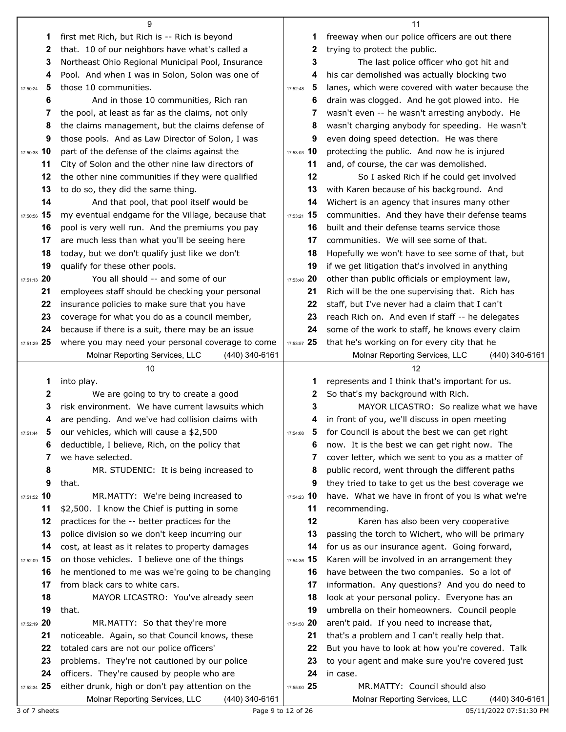first met Rich, but Rich is -- Rich is beyond that. 10 of our neighbors have what's called a Northeast Ohio Regional Municipal Pool, Insurance Pool. And when I was in Solon, Solon was one of those 10 communities.

And in those 10 communities, Rich ran the pool, at least as far as the claims, not only the claims management, but the claims defense of those pools. And as Law Director of Solon, I was part of the defense of the claims against the City of Solon and the other nine law directors of the other nine communities if they were qualified to do so, they did the same thing.

And that pool, that pool itself would be my eventual endgame for the Village, because that pool is very well run. And the premiums you pay are much less than what you'll be seeing here today, but we don't qualify just like we don't qualify for these other pools.

You all should -- and some of our employees staff should be checking your personal insurance policies to make sure that you have coverage for what you do as a council member, because if there is a suit, there may be an issue where you may need your personal coverage to come into play.

We are going to try to create a good risk environment. We have current lawsuits which are pending. And we've had collision claims with our vehicles, which will cause a $2,500 deductible, I believe, Rich, on the policy that we have selected.

MR. STUDENIC: It is being increased to that.

MR.MATTY: We're being increased to $2,500. I know the Chief is putting in some practices for the -- better practices for the police division so we don't keep incurring our cost, at least as it relates to property damages on those vehicles. I believe one of the things he mentioned to me was we're going to be changing from black cars to white cars.

MAYOR LICASTRO: You've already seen that.

MR.MATTY: So that they're more noticeable. Again, so that Council knows, these totaled cars are not our police officers' problems. They're not cautioned by our police officers. They're caused by people who are either drunk, high or don't pay attention on the freeway when our police officers are out there trying to protect the public.

The last police officer who got hit and his car demolished was actually blocking two lanes, which were covered with water because the drain was clogged. And he got plowed into. He wasn't even -- he wasn't arresting anybody. He wasn't charging anybody for speeding. He wasn't even doing speed detection. He was there protecting the public. And now he is injured and, of course, the car was demolished.

So I asked Rich if he could get involved with Karen because of his background. And Wichert is an agency that insures many other communities. And they have their defense teams built and their defense teams service those communities. We will see some of that. Hopefully we won't have to see some of that, but if we get litigation that's involved in anything other than public officials or employment law, Rich will be the one supervising that. Rich has staff, but I've never had a claim that I can't reach Rich on. And even if staff -- he delegates some of the work to staff, he knows every claim that he's working on for every city that he represents and I think that's important for us. So that's my background with Rich.

MAYOR LICASTRO: So realize what we have in front of you, we'll discuss in open meeting for Council is about the best we can get right now. It is the best we can get right now. The cover letter, which we sent to you as a matter of public record, went through the different paths they tried to take to get us the best coverage we have. What we have in front of you is what we're recommending.

Karen has also been very cooperative passing the torch to Wichert, who will be primary for us as our insurance agent. Going forward, Karen will be involved in an arrangement they have between the two companies. So a lot of information. Any questions? And you do need to look at your personal policy. Everyone has an umbrella on their homeowners. Council people aren't paid. If you need to increase that, that's a problem and I can't really help that. But you have to look at how you're covered. Talk to your agent and make sure you're covered just in case.

MR.MATTY: Council should also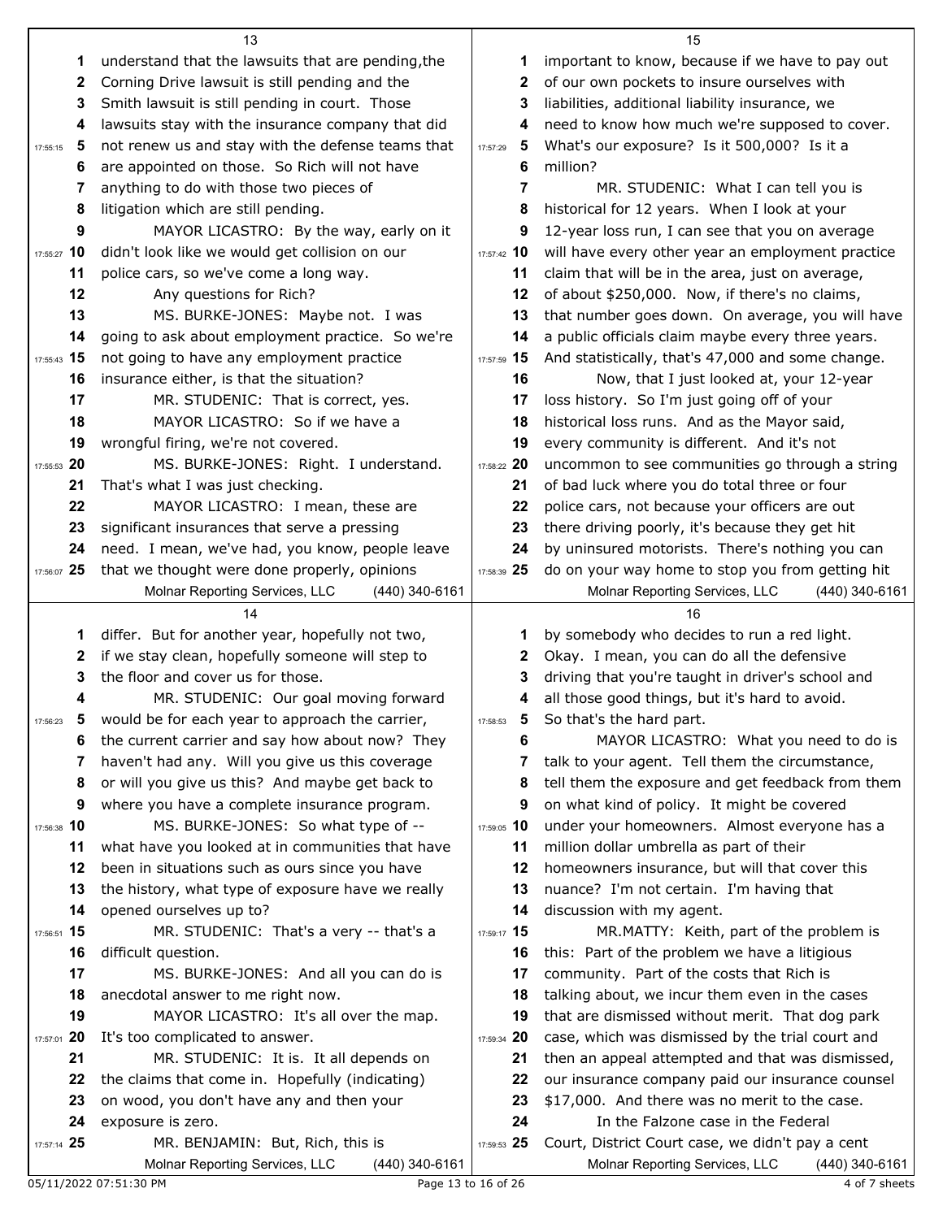understand that the lawsuits that are pending,the Corning Drive lawsuit is still pending and the Smith lawsuit is still pending in court. Those lawsuits stay with the insurance company that did not renew us and stay with the defense teams that are appointed on those. So Rich will not have anything to do with those two pieces of litigation which are still pending.

MAYOR LICASTRO: By the way, early on it didn't look like we would get collision on our police cars, so we've come a long way.

Any questions for Rich?

MS. BURKE-JONES: Maybe not. I was going to ask about employment practice. So we're not going to have any employment practice insurance either, is that the situation?

MR. STUDENIC: That is correct, yes.

MAYOR LICASTRO: So if we have a wrongful firing, we're not covered.

MS. BURKE-JONES: Right. I understand. That's what I was just checking.

MAYOR LICASTRO: I mean, these are significant insurances that serve a pressing need. I mean, we've had, you know, people leave that we thought were done properly, opinions differ. But for another year, hopefully not two, if we stay clean, hopefully someone will step to the floor and cover us for those.

MR. STUDENIC: Our goal moving forward would be for each year to approach the carrier, the current carrier and say how about now? They haven't had any. Will you give us this coverage or will you give us this? And maybe get back to where you have a complete insurance program.

MS. BURKE-JONES: So what type of -- what have you looked at in communities that have been in situations such as ours since you have the history, what type of exposure have we really opened ourselves up to?

MR. STUDENIC: That's a very -- that's a difficult question.

MS. BURKE-JONES: And all you can do is anecdotal answer to me right now.

MAYOR LICASTRO: It's all over the map. It's too complicated to answer.

MR. STUDENIC: It is. It all depends on the claims that come in. Hopefully (indicating) on wood, you don't have any and then your exposure is zero.

MR. BENJAMIN: But, Rich, this is important to know, because if we have to pay out of our own pockets to insure ourselves with liabilities, additional liability insurance, we need to know how much we're supposed to cover. What's our exposure? Is it 500,000? Is it a million?

MR. STUDENIC: What I can tell you is historical for 12 years. When I look at your 12-year loss run, I can see that you on average will have every other year an employment practice claim that will be in the area, just on average, of about $250,000. Now, if there's no claims, that number goes down. On average, you will have a public officials claim maybe every three years. And statistically, that's 47,000 and some change.

Now, that I just looked at, your 12-year loss history. So I'm just going off of your historical loss runs. And as the Mayor said, every community is different. And it's not uncommon to see communities go through a string of bad luck where you do total three or four police cars, not because your officers are out there driving poorly, it's because they get hit by uninsured motorists. There's nothing you can do on your way home to stop you from getting hit by somebody who decides to run a red light. Okay. I mean, you can do all the defensive driving that you're taught in driver's school and all those good things, but it's hard to avoid. So that's the hard part.

MAYOR LICASTRO: What you need to do is talk to your agent. Tell them the circumstance, tell them the exposure and get feedback from them on what kind of policy. It might be covered under your homeowners. Almost everyone has a million dollar umbrella as part of their homeowners insurance, but will that cover this nuance? I'm not certain. I'm having that discussion with my agent.

MR.MATTY: Keith, part of the problem is this: Part of the problem we have a litigious community. Part of the costs that Rich is talking about, we incur them even in the cases that are dismissed without merit. That dog park case, which was dismissed by the trial court and then an appeal attempted and that was dismissed, our insurance company paid our insurance counsel $17,000. And there was no merit to the case.

In the Falzone case in the Federal Court, District Court case, we didn't pay a cent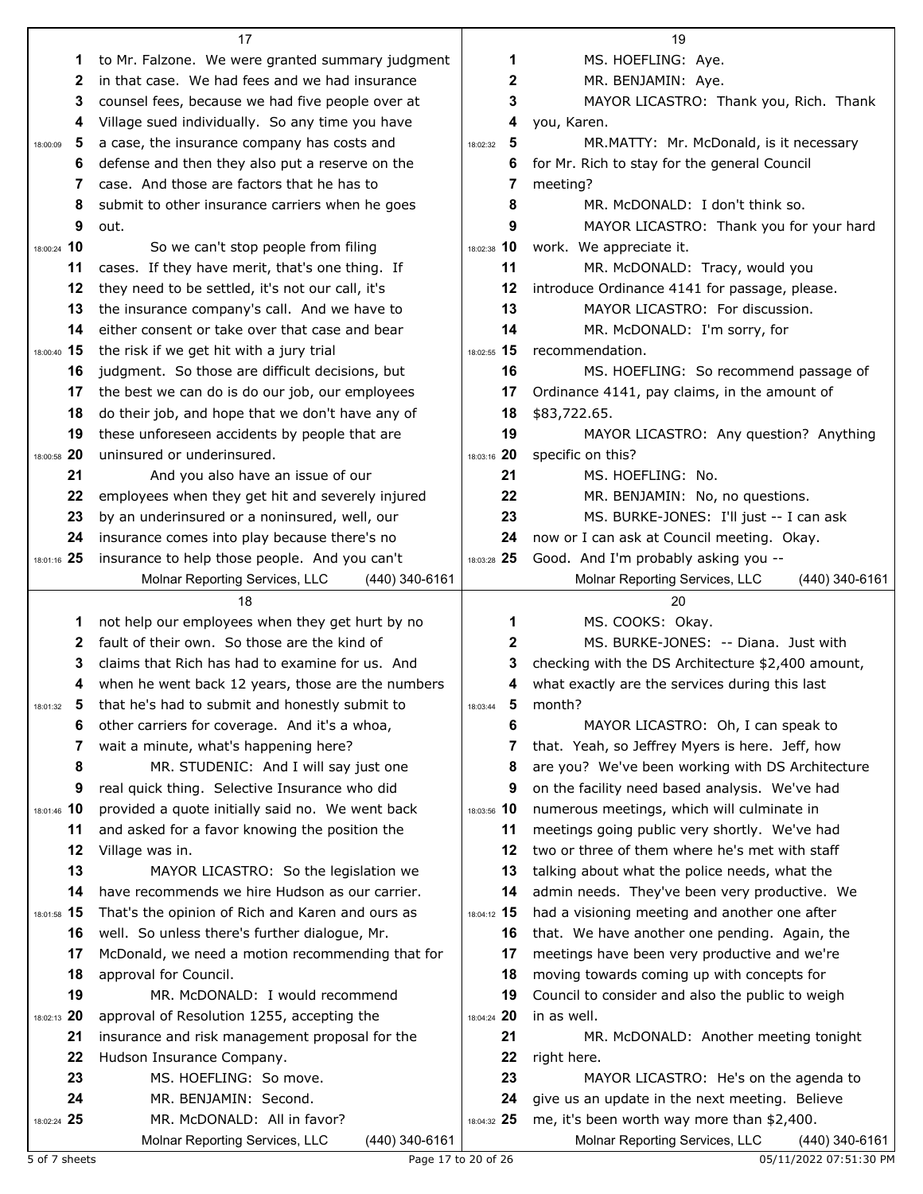to Mr. Falzone. We were granted summary judgment in that case. We had fees and we had insurance counsel fees, because we had five people over at Village sued individually. So any time you have a case, the insurance company has costs and defense and then they also put a reserve on the case. And those are factors that he has to submit to other insurance carriers when he goes out.

So we can't stop people from filing cases. If they have merit, that's one thing. If they need to be settled, it's not our call, it's the insurance company's call. And we have to either consent or take over that case and bear the risk if we get hit with a jury trial judgment. So those are difficult decisions, but the best we can do is do our job, our employees do their job, and hope that we don't have any of these unforeseen accidents by people that are uninsured or underinsured.

And you also have an issue of our employees when they get hit and severely injured by an underinsured or a noninsured, well, our insurance comes into play because there's no insurance to help those people. And you can't not help our employees when they get hurt by no fault of their own. So those are the kind of claims that Rich has had to examine for us. And when he went back 12 years, those are the numbers that he's had to submit and honestly submit to other carriers for coverage. And it's a whoa, wait a minute, what's happening here?

MR. STUDENIC: And I will say just one real quick thing. Selective Insurance who did provided a quote initially said no. We went back and asked for a favor knowing the position the Village was in.

MAYOR LICASTRO: So the legislation we have recommends we hire Hudson as our carrier. That's the opinion of Rich and Karen and ours as well. So unless there's further dialogue, Mr. McDonald, we need a motion recommending that for approval for Council.

MR. McDONALD: I would recommend approval of Resolution 1255, accepting the insurance and risk management proposal for the Hudson Insurance Company.

MS. HOEFLING: So move.

MR. BENJAMIN: Second.

MR. McDONALD: All in favor?

MS. HOEFLING: Aye.

MR. BENJAMIN: Aye.

MAYOR LICASTRO: Thank you, Rich. Thank you, Karen.

MR.MATTY: Mr. McDonald, is it necessary for Mr. Rich to stay for the general Council meeting?

MR. McDONALD: I don't think so.

MAYOR LICASTRO: Thank you for your hard work. We appreciate it.

MR. McDONALD: Tracy, would you introduce Ordinance 4141 for passage, please.

MAYOR LICASTRO: For discussion.

MR. McDONALD: I'm sorry, for recommendation.

MS. HOEFLING: So recommend passage of Ordinance 4141, pay claims, in the amount of $83,722.65.

MAYOR LICASTRO: Any question? Anything specific on this?

MS. HOEFLING: No.

MR. BENJAMIN: No, no questions.

MS. BURKE-JONES: I'll just -- I can ask now or I can ask at Council meeting. Okay. Good. And I'm probably asking you --

MS. COOKS: Okay.

MS. BURKE-JONES: -- Diana. Just with checking with the DS Architecture $2,400 amount, what exactly are the services during this last month?

MAYOR LICASTRO: Oh, I can speak to that. Yeah, so Jeffrey Myers is here. Jeff, how are you? We've been working with DS Architecture on the facility need based analysis. We've had numerous meetings, which will culminate in meetings going public very shortly. We've had two or three of them where he's met with staff talking about what the police needs, what the admin needs. They've been very productive. We had a visioning meeting and another one after that. We have another one pending. Again, the meetings have been very productive and we're moving towards coming up with concepts for Council to consider and also the public to weigh in as well.

MR. McDONALD: Another meeting tonight right here.

MAYOR LICASTRO: He's on the agenda to give us an update in the next meeting. Believe me, it's been worth way more than $2,400.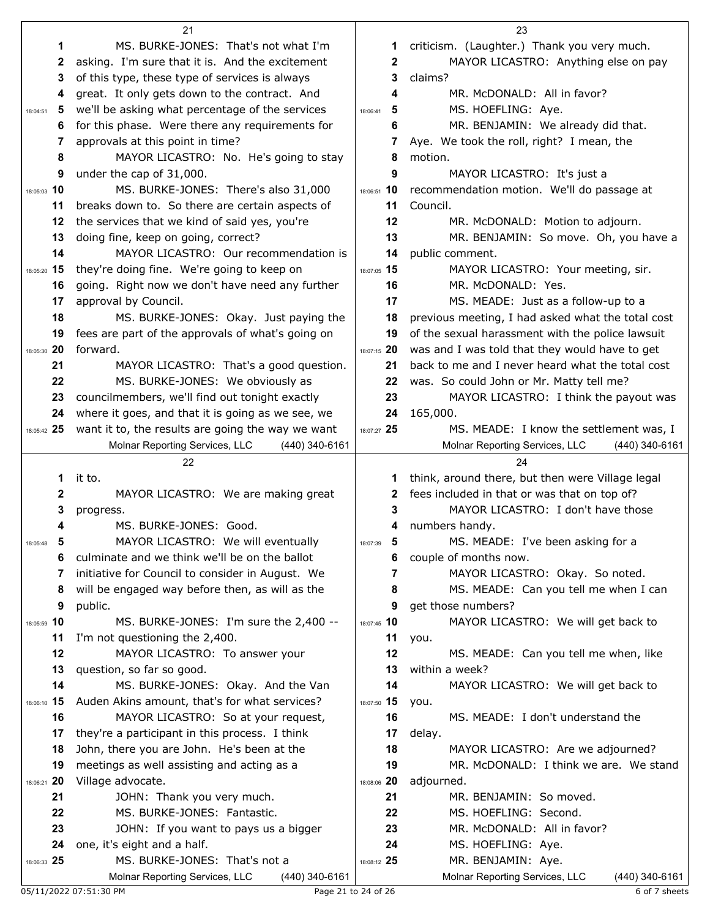MS. BURKE-JONES: That's not what I'm asking. I'm sure that it is. And the excitement of this type, these type of services is always great. It only gets down to the contract. And we'll be asking what percentage of the services for this phase. Were there any requirements for approvals at this point in time?

MAYOR LICASTRO: No. He's going to stay under the cap of 31,000.

MS. BURKE-JONES: There's also 31,000 breaks down to. So there are certain aspects of the services that we kind of said yes, you're doing fine, keep on going, correct?

MAYOR LICASTRO: Our recommendation is they're doing fine. We're going to keep on going. Right now we don't have need any further approval by Council.

MS. BURKE-JONES: Okay. Just paying the fees are part of the approvals of what's going on forward.

MAYOR LICASTRO: That's a good question.

MS. BURKE-JONES: We obviously as councilmembers, we'll find out tonight exactly where it goes, and that it is going as we see, we want it to, the results are going the way we want it to.

MAYOR LICASTRO: We are making great progress.

MS. BURKE-JONES: Good.

MAYOR LICASTRO: We will eventually culminate and we think we'll be on the ballot initiative for Council to consider in August. We will be engaged way before then, as will the public.

MS. BURKE-JONES: I'm sure the 2,400 -- I'm not questioning the 2,400.

MAYOR LICASTRO: To answer your question, so far so good.

MS. BURKE-JONES: Okay. And the Van Auden Akins amount, that's for what services?

MAYOR LICASTRO: So at your request, they're a participant in this process. I think John, there you are John. He's been at the meetings as well assisting and acting as a Village advocate.

JOHN: Thank you very much.

MS. BURKE-JONES: Fantastic.

JOHN: If you want to pays us a bigger one, it's eight and a half.

MS. BURKE-JONES: That's not a criticism. (Laughter.) Thank you very much.

MAYOR LICASTRO: Anything else on pay claims?

MR. McDONALD: All in favor?

MS. HOEFLING: Aye.

MR. BENJAMIN: We already did that. Aye. We took the roll, right? I mean, the motion.

MAYOR LICASTRO: It's just a recommendation motion. We'll do passage at Council.

MR. McDONALD: Motion to adjourn.

MR. BENJAMIN: So move. Oh, you have a public comment.

MAYOR LICASTRO: Your meeting, sir.

MR. McDONALD: Yes.

MS. MEADE: Just as a follow-up to a previous meeting, I had asked what the total cost of the sexual harassment with the police lawsuit was and I was told that they would have to get back to me and I never heard what the total cost was. So could John or Mr. Matty tell me?

MAYOR LICASTRO: I think the payout was 165,000.

MS. MEADE: I know the settlement was, I think, around there, but then were Village legal fees included in that or was that on top of?

MAYOR LICASTRO: I don't have those numbers handy.

MS. MEADE: I've been asking for a couple of months now.

MAYOR LICASTRO: Okay. So noted.

MS. MEADE: Can you tell me when I can get those numbers?

MAYOR LICASTRO: We will get back to you.

MS. MEADE: Can you tell me when, like within a week?

MAYOR LICASTRO: We will get back to you.

MS. MEADE: I don't understand the delay.

MAYOR LICASTRO: Are we adjourned?

MR. McDONALD: I think we are. We stand adjourned.

MR. BENJAMIN: So moved.

MS. HOEFLING: Second.

MR. McDONALD: All in favor?

MS. HOEFLING: Aye.

MR. BENJAMIN: Aye.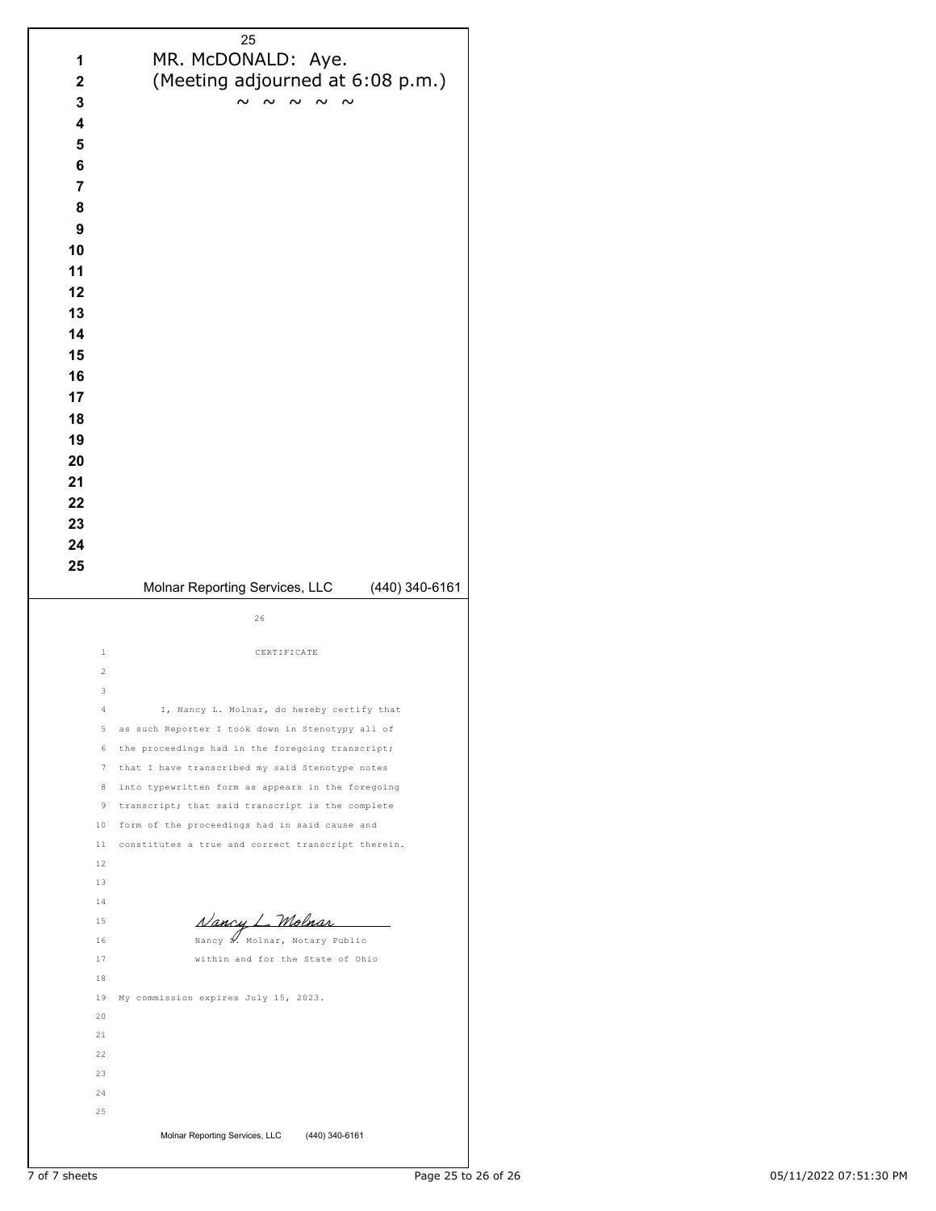MR. McDONALD: Aye.

(Meeting adjourned at 6:08 p.m.)

~ ~ ~ ~ ~

Molnar Reporting Services, LLC (440) 340-6161

## CERTIFICATE

I, Nancy L. Molnar, do hereby certify that as such Reporter I took down in Stenotypy all of the proceedings had in the foregoing transcript; that I have transcribed my said Stenotype notes into typewritten form as appears in the foregoing transcript; that said transcript is the complete form of the proceedings had in said cause and constitutes a true and correct transcript therein.

*Nancy L. Molnar*

Nancy L. Molnar, Notary Public
within and for the State of Ohio

My commission expires July 15, 2023.

Molnar Reporting Services, LLC (440) 340-6161